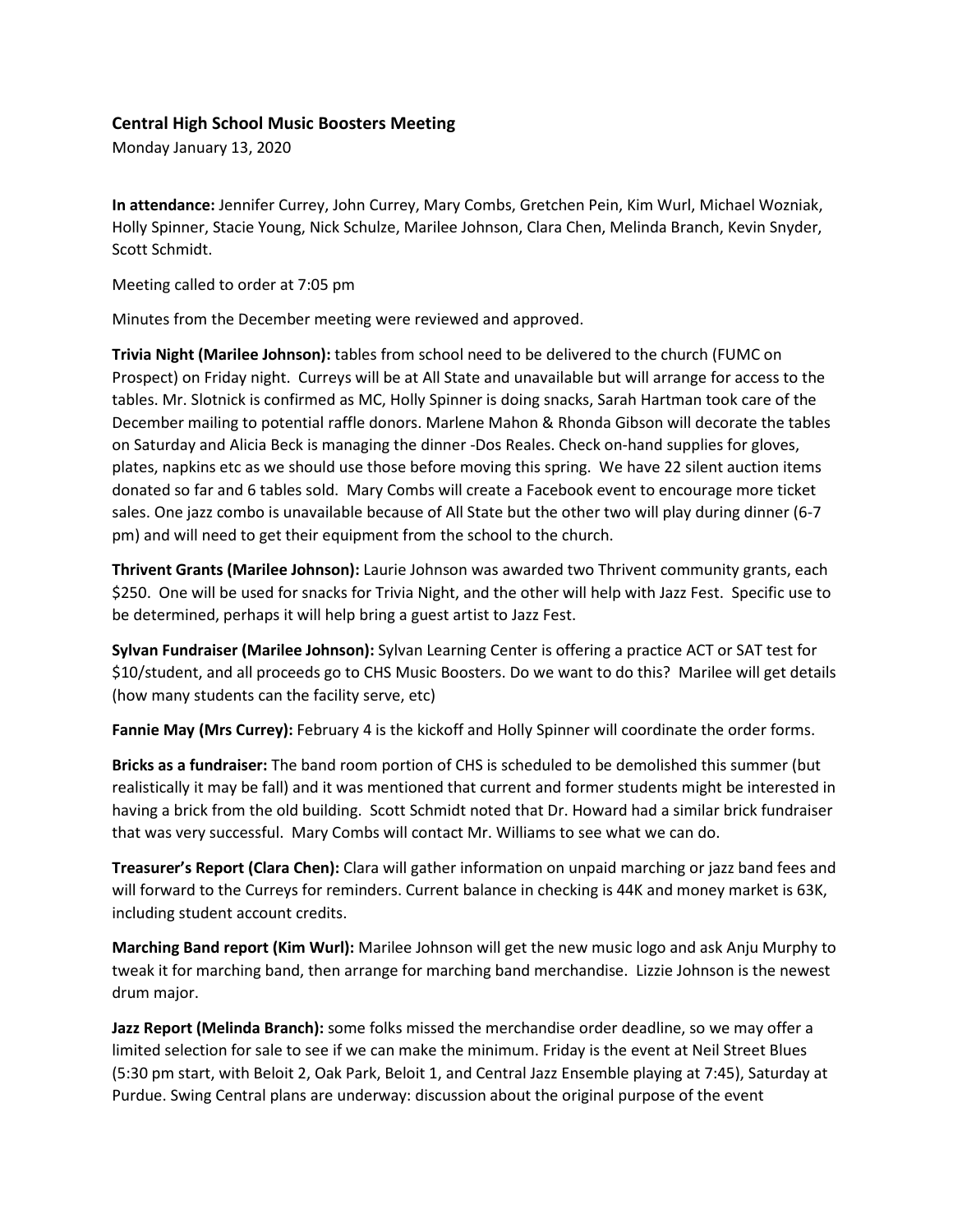### Central High School Music Boosters Meeting

Monday January 13, 2020

**In attendance:** Jennifer Currey, John Currey, Mary Combs, Gretchen Pein, Kim Wurl, Michael Wozniak, Holly Spinner, Stacie Young, Nick Schulze, Marilee Johnson, Clara Chen, Melinda Branch, Kevin Snyder, Scott Schmidt.

Meeting called to order at 7:05 pm

Minutes from the December meeting were reviewed and approved.

**Trivia Night (Marilee Johnson):** tables from school need to be delivered to the church (FUMC on Prospect) on Friday night. Curreys will be at All State and unavailable but will arrange for access to the tables. Mr. Slotnick is confirmed as MC, Holly Spinner is doing snacks, Sarah Hartman took care of the December mailing to potential raffle donors. Marlene Mahon & Rhonda Gibson will decorate the tables on Saturday and Alicia Beck is managing the dinner -Dos Reales. Check on-hand supplies for gloves, plates, napkins etc as we should use those before moving this spring. We have 22 silent auction items donated so far and 6 tables sold. Mary Combs will create a Facebook event to encourage more ticket sales. One jazz combo is unavailable because of All State but the other two will play during dinner (6-7 pm) and will need to get their equipment from the school to the church.

**Thrivent Grants (Marilee Johnson):** Laurie Johnson was awarded two Thrivent community grants, each $250. One will be used for snacks for Trivia Night, and the other will help with Jazz Fest. Specific use to be determined, perhaps it will help bring a guest artist to Jazz Fest.

**Sylvan Fundraiser (Marilee Johnson):** Sylvan Learning Center is offering a practice ACT or SAT test for $10/student, and all proceeds go to CHS Music Boosters. Do we want to do this? Marilee will get details (how many students can the facility serve, etc)

**Fannie May (Mrs Currey):** February 4 is the kickoff and Holly Spinner will coordinate the order forms.

**Bricks as a fundraiser:** The band room portion of CHS is scheduled to be demolished this summer (but realistically it may be fall) and it was mentioned that current and former students might be interested in having a brick from the old building. Scott Schmidt noted that Dr. Howard had a similar brick fundraiser that was very successful. Mary Combs will contact Mr. Williams to see what we can do.

**Treasurer's Report (Clara Chen):** Clara will gather information on unpaid marching or jazz band fees and will forward to the Curreys for reminders. Current balance in checking is 44K and money market is 63K, including student account credits.

**Marching Band report (Kim Wurl):** Marilee Johnson will get the new music logo and ask Anju Murphy to tweak it for marching band, then arrange for marching band merchandise. Lizzie Johnson is the newest drum major.

**Jazz Report (Melinda Branch):** some folks missed the merchandise order deadline, so we may offer a limited selection for sale to see if we can make the minimum. Friday is the event at Neil Street Blues (5:30 pm start, with Beloit 2, Oak Park, Beloit 1, and Central Jazz Ensemble playing at 7:45), Saturday at Purdue. Swing Central plans are underway: discussion about the original purpose of the event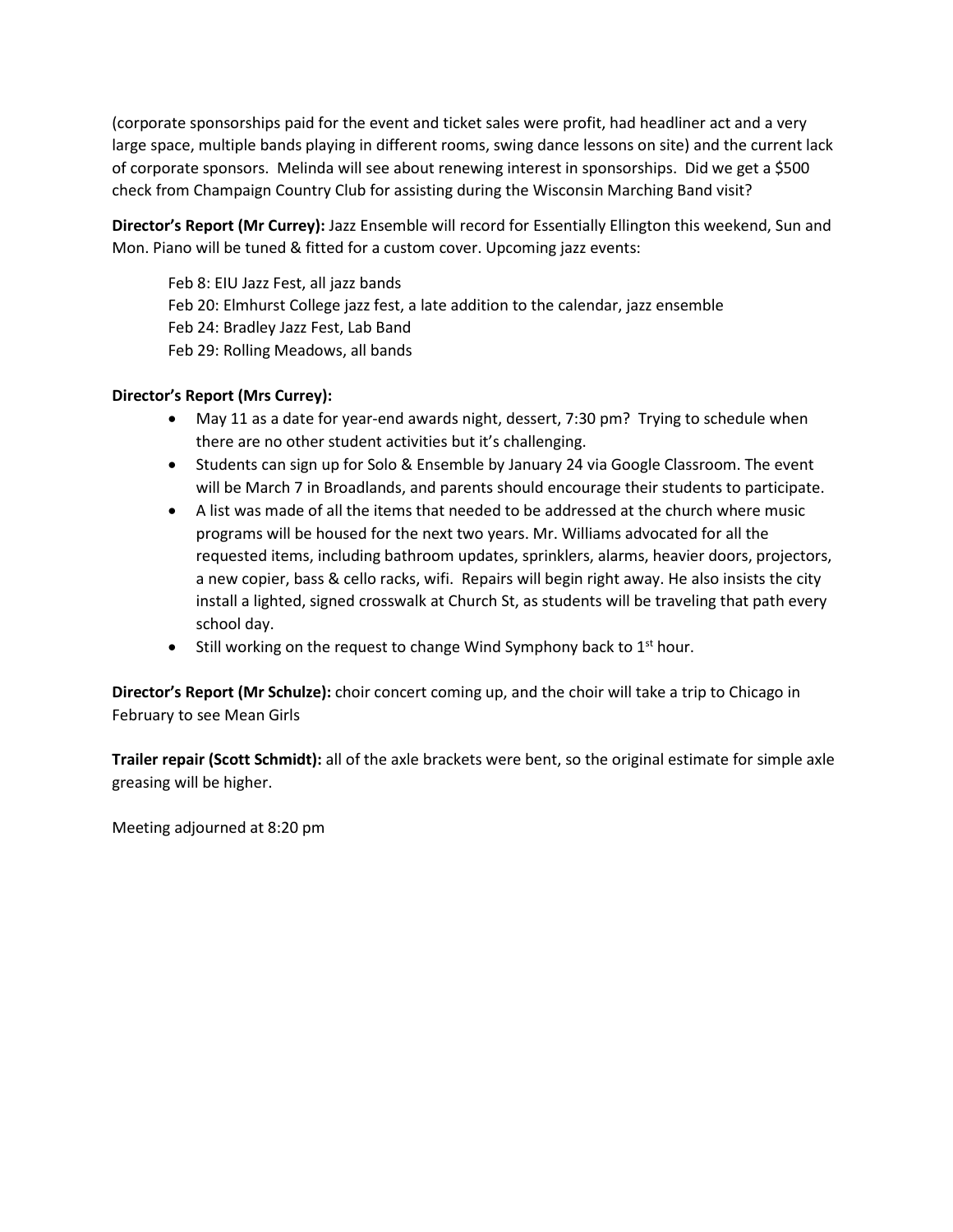(corporate sponsorships paid for the event and ticket sales were profit, had headliner act and a very large space, multiple bands playing in different rooms, swing dance lessons on site) and the current lack of corporate sponsors. Melinda will see about renewing interest in sponsorships. Did we get a $500 check from Champaign Country Club for assisting during the Wisconsin Marching Band visit?

**Director's Report (Mr Currey):** Jazz Ensemble will record for Essentially Ellington this weekend, Sun and Mon. Piano will be tuned & fitted for a custom cover. Upcoming jazz events:

Feb 8: EIU Jazz Fest, all jazz bands
Feb 20: Elmhurst College jazz fest, a late addition to the calendar, jazz ensemble
Feb 24: Bradley Jazz Fest, Lab Band
Feb 29: Rolling Meadows, all bands

**Director's Report (Mrs Currey):**

- May 11 as a date for year-end awards night, dessert, 7:30 pm? Trying to schedule when there are no other student activities but it's challenging.
- Students can sign up for Solo & Ensemble by January 24 via Google Classroom. The event will be March 7 in Broadlands, and parents should encourage their students to participate.
- A list was made of all the items that needed to be addressed at the church where music programs will be housed for the next two years. Mr. Williams advocated for all the requested items, including bathroom updates, sprinklers, alarms, heavier doors, projectors, a new copier, bass & cello racks, wifi. Repairs will begin right away. He also insists the city install a lighted, signed crosswalk at Church St, as students will be traveling that path every school day.
- Still working on the request to change Wind Symphony back to 1st hour.

**Director's Report (Mr Schulze):** choir concert coming up, and the choir will take a trip to Chicago in February to see Mean Girls

**Trailer repair (Scott Schmidt):** all of the axle brackets were bent, so the original estimate for simple axle greasing will be higher.

Meeting adjourned at 8:20 pm